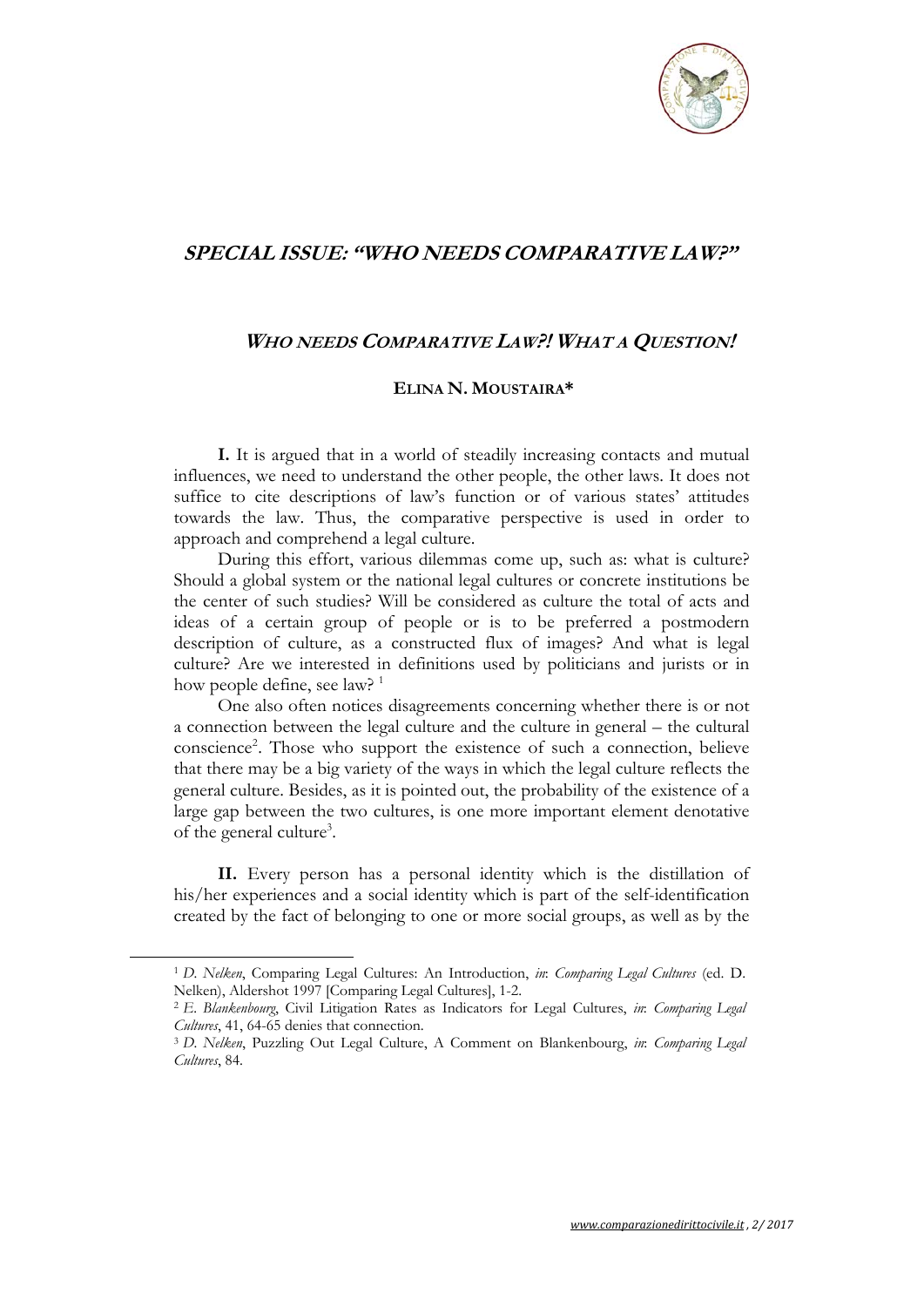# *SPECIAL ISSUE: "WHO NEEDS COMPARATIVE LAW?"*

## *WHO NEEDS COMPARATIVE LAW?! WHAT A QUESTION!*

**ELINA N. MOUSTAIRA***

**I.** It is argued that in a world of steadily increasing contacts and mutual influences, we need to understand the other people, the other laws. It does not suffice to cite descriptions of law's function or of various states' attitudes towards the law. Thus, the comparative perspective is used in order to approach and comprehend a legal culture.

During this effort, various dilemmas come up, such as: what is culture? Should a global system or the national legal cultures or concrete institutions be the center of such studies? Will be considered as culture the total of acts and ideas of a certain group of people or is to be preferred a postmodern description of culture, as a constructed flux of images? And what is legal culture? Are we interested in definitions used by politicians and jurists or in how people define, see law? [1]

One also often notices disagreements concerning whether there is or not a connection between the legal culture and the culture in general – the cultural conscience[2]. Those who support the existence of such a connection, believe that there may be a big variety of the ways in which the legal culture reflects the general culture. Besides, as it is pointed out, the probability of the existence of a large gap between the two cultures, is one more important element denotative of the general culture[3].

**II.** Every person has a personal identity which is the distillation of his/her experiences and a social identity which is part of the self-identification created by the fact of belonging to one or more social groups, as well as by the

---

[1] *D. Nelken*, Comparing Legal Cultures: An Introduction, *in*: *Comparing Legal Cultures* (ed. D. Nelken), Aldershot 1997 [Comparing Legal Cultures], 1-2.

[2] *E. Blankenbourg*, Civil Litigation Rates as Indicators for Legal Cultures, *in*: *Comparing Legal Cultures*, 41, 64-65 denies that connection.

[3] *D. Nelken*, Puzzling Out Legal Culture, A Comment on Blankenbourg, *in*: *Comparing Legal Cultures*, 84.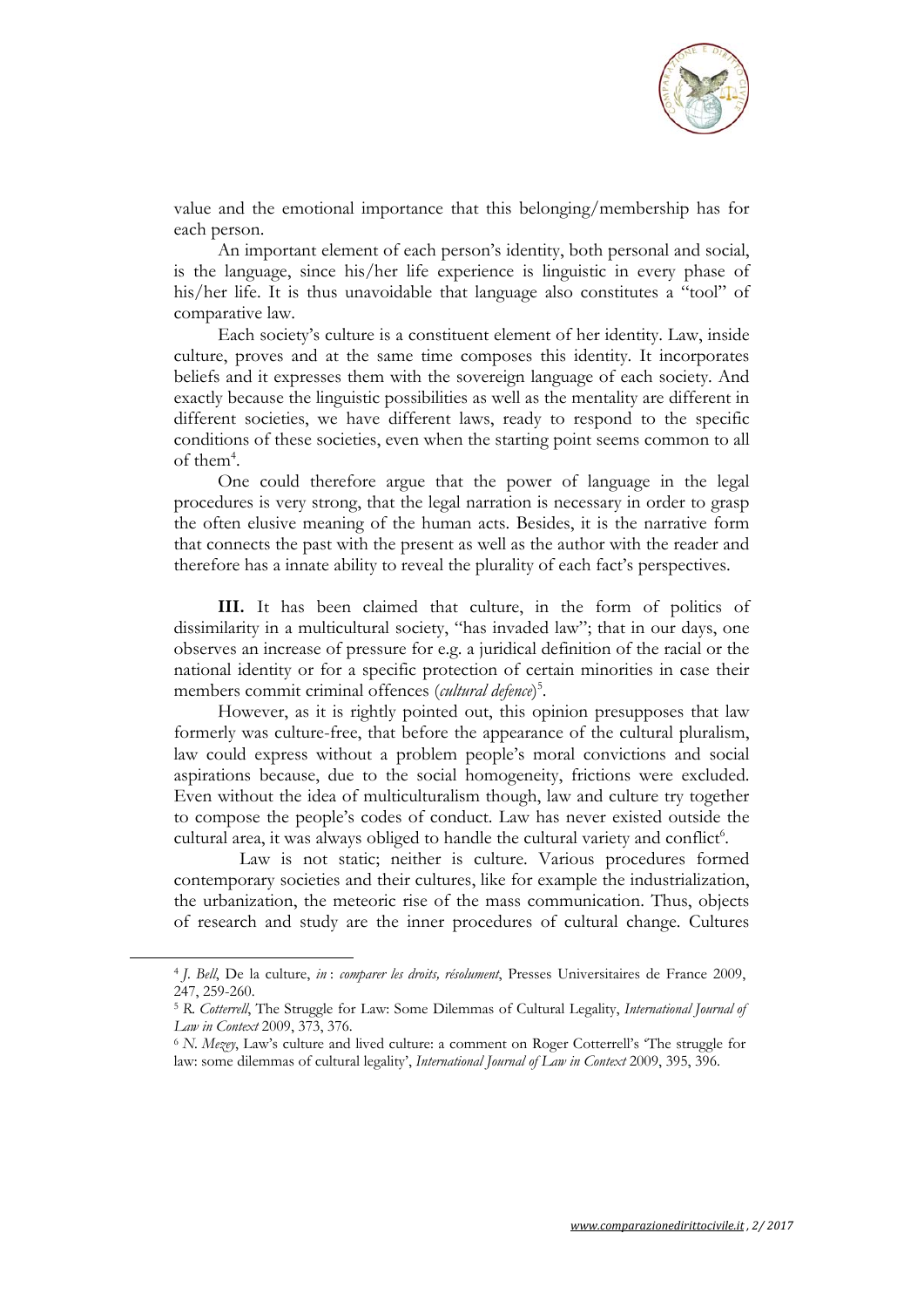value and the emotional importance that this belonging/membership has for each person.

An important element of each person's identity, both personal and social, is the language, since his/her life experience is linguistic in every phase of his/her life. It is thus unavoidable that language also constitutes a "tool" of comparative law.

Each society's culture is a constituent element of her identity. Law, inside culture, proves and at the same time composes this identity. It incorporates beliefs and it expresses them with the sovereign language of each society. And exactly because the linguistic possibilities as well as the mentality are different in different societies, we have different laws, ready to respond to the specific conditions of these societies, even when the starting point seems common to all of them[4].

One could therefore argue that the power of language in the legal procedures is very strong, that the legal narration is necessary in order to grasp the often elusive meaning of the human acts. Besides, it is the narrative form that connects the past with the present as well as the author with the reader and therefore has a innate ability to reveal the plurality of each fact's perspectives.

**III.** It has been claimed that culture, in the form of politics of dissimilarity in a multicultural society, "has invaded law"; that in our days, one observes an increase of pressure for e.g. a juridical definition of the racial or the national identity or for a specific protection of certain minorities in case their members commit criminal offences (*cultural defence*)[5].

However, as it is rightly pointed out, this opinion presupposes that law formerly was culture-free, that before the appearance of the cultural pluralism, law could express without a problem people's moral convictions and social aspirations because, due to the social homogeneity, frictions were excluded. Even without the idea of multiculturalism though, law and culture try together to compose the people's codes of conduct. Law has never existed outside the cultural area, it was always obliged to handle the cultural variety and conflict[6].

Law is not static; neither is culture. Various procedures formed contemporary societies and their cultures, like for example the industrialization, the urbanization, the meteoric rise of the mass communication. Thus, objects of research and study are the inner procedures of cultural change. Cultures

---

[4] *J. Bell*, De la culture, *in* : *comparer les droits, résolument*, Presses Universitaires de France 2009, 247, 259-260.

[5] *R. Cotterrell*, The Struggle for Law: Some Dilemmas of Cultural Legality, *International Journal of Law in Context* 2009, 373, 376.

[6] *N. Mezey*, Law's culture and lived culture: a comment on Roger Cotterrell's 'The struggle for law: some dilemmas of cultural legality', *International Journal of Law in Context* 2009, 395, 396.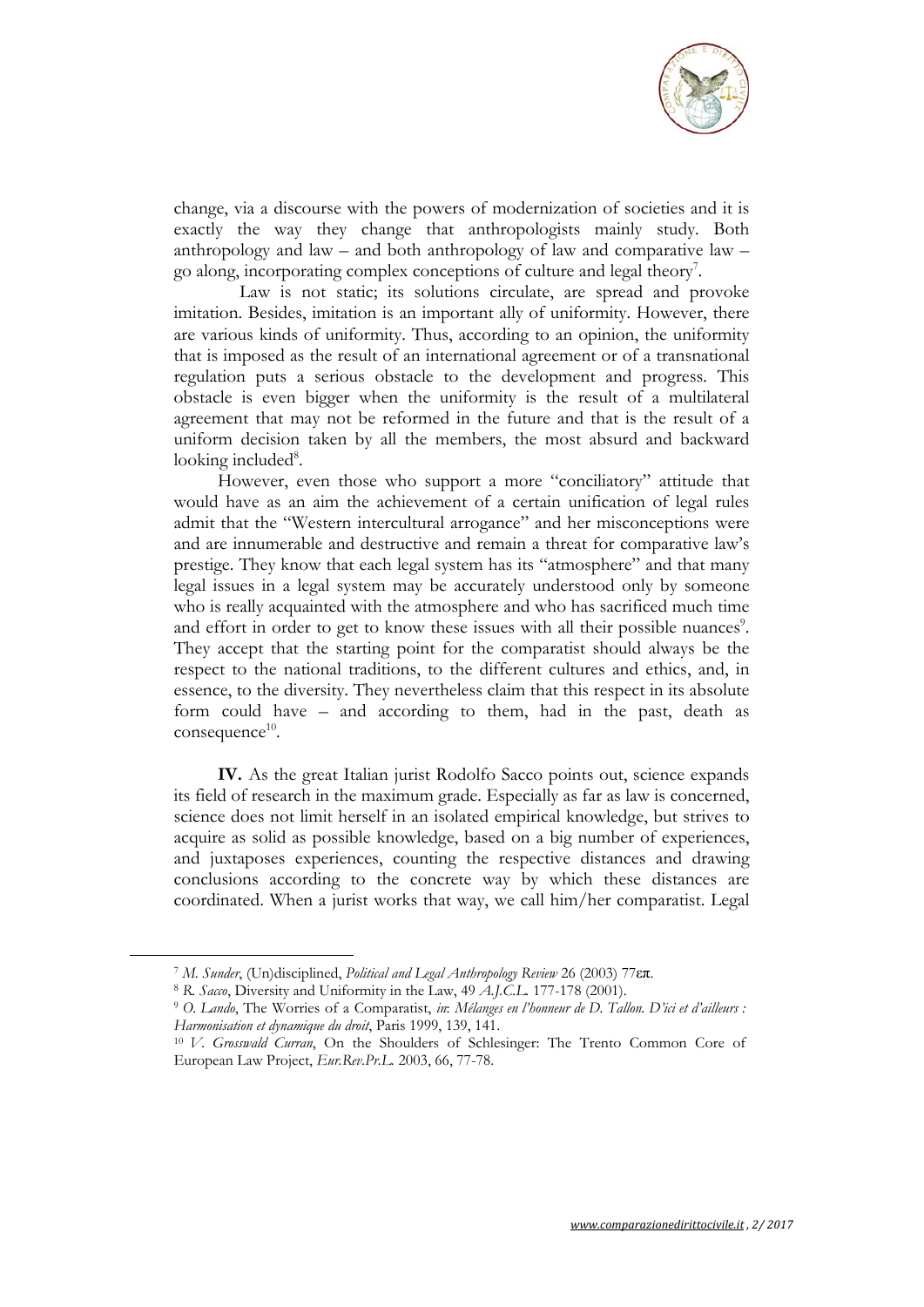change, via a discourse with the powers of modernization of societies and it is exactly the way they change that anthropologists mainly study. Both anthropology and law – and both anthropology of law and comparative law – go along, incorporating complex conceptions of culture and legal theory[7].

Law is not static; its solutions circulate, are spread and provoke imitation. Besides, imitation is an important ally of uniformity. However, there are various kinds of uniformity. Thus, according to an opinion, the uniformity that is imposed as the result of an international agreement or of a transnational regulation puts a serious obstacle to the development and progress. This obstacle is even bigger when the uniformity is the result of a multilateral agreement that may not be reformed in the future and that is the result of a uniform decision taken by all the members, the most absurd and backward looking included[8].

However, even those who support a more "conciliatory" attitude that would have as an aim the achievement of a certain unification of legal rules admit that the "Western intercultural arrogance" and her misconceptions were and are innumerable and destructive and remain a threat for comparative law's prestige. They know that each legal system has its "atmosphere" and that many legal issues in a legal system may be accurately understood only by someone who is really acquainted with the atmosphere and who has sacrificed much time and effort in order to get to know these issues with all their possible nuances[9]. They accept that the starting point for the comparatist should always be the respect to the national traditions, to the different cultures and ethics, and, in essence, to the diversity. They nevertheless claim that this respect in its absolute form could have – and according to them, had in the past, death as consequence[10].

**IV.** As the great Italian jurist Rodolfo Sacco points out, science expands its field of research in the maximum grade. Especially as far as law is concerned, science does not limit herself in an isolated empirical knowledge, but strives to acquire as solid as possible knowledge, based on a big number of experiences, and juxtaposes experiences, counting the respective distances and drawing conclusions according to the concrete way by which these distances are coordinated. When a jurist works that way, we call him/her comparatist. Legal

---

[7] *M. Sunder*, (Un)disciplined, *Political and Legal Anthropology Review* 26 (2003) 77επ.

[8] *R. Sacco*, Diversity and Uniformity in the Law, 49 *A.J.C.L.* 177-178 (2001).

[9] *O. Lando*, The Worries of a Comparatist, *in*: *Mélanges en l'honneur de D. Tallon. D'ici et d'ailleurs : Harmonisation et dynamique du droit*, Paris 1999, 139, 141.

[10] *V. Grosswald Curran*, On the Shoulders of Schlesinger: The Trento Common Core of European Law Project, *Eur.Rev.Pr.L.* 2003, 66, 77-78.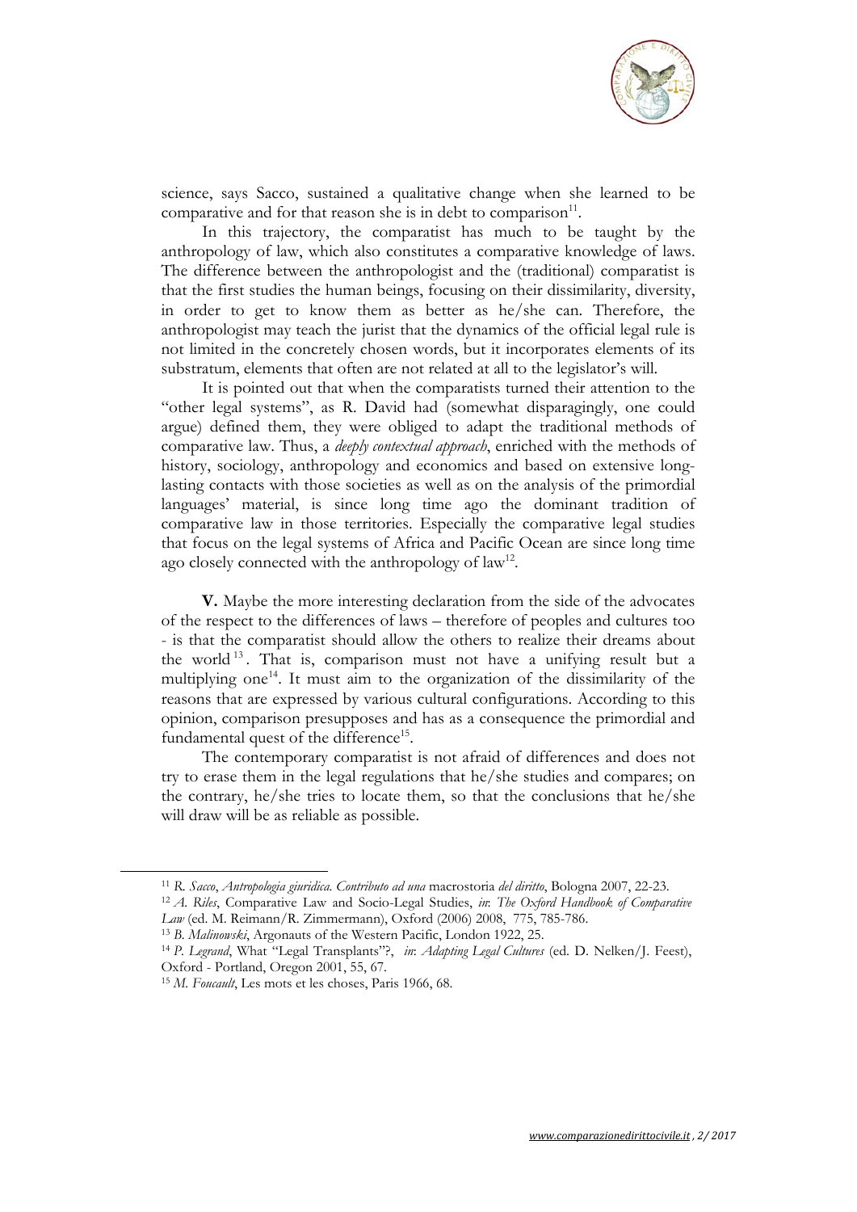science, says Sacco, sustained a qualitative change when she learned to be comparative and for that reason she is in debt to comparison[11].

In this trajectory, the comparatist has much to be taught by the anthropology of law, which also constitutes a comparative knowledge of laws. The difference between the anthropologist and the (traditional) comparatist is that the first studies the human beings, focusing on their dissimilarity, diversity, in order to get to know them as better as he/she can. Therefore, the anthropologist may teach the jurist that the dynamics of the official legal rule is not limited in the concretely chosen words, but it incorporates elements of its substratum, elements that often are not related at all to the legislator's will.

It is pointed out that when the comparatists turned their attention to the "other legal systems", as R. David had (somewhat disparagingly, one could argue) defined them, they were obliged to adapt the traditional methods of comparative law. Thus, a *deeply contextual approach*, enriched with the methods of history, sociology, anthropology and economics and based on extensive long-lasting contacts with those societies as well as on the analysis of the primordial languages' material, is since long time ago the dominant tradition of comparative law in those territories. Especially the comparative legal studies that focus on the legal systems of Africa and Pacific Ocean are since long time ago closely connected with the anthropology of law[12].

**V.** Maybe the more interesting declaration from the side of the advocates of the respect to the differences of laws – therefore of peoples and cultures too - is that the comparatist should allow the others to realize their dreams about the world[13]. That is, comparison must not have a unifying result but a multiplying one[14]. It must aim to the organization of the dissimilarity of the reasons that are expressed by various cultural configurations. According to this opinion, comparison presupposes and has as a consequence the primordial and fundamental quest of the difference[15].

The contemporary comparatist is not afraid of differences and does not try to erase them in the legal regulations that he/she studies and compares; on the contrary, he/she tries to locate them, so that the conclusions that he/she will draw will be as reliable as possible.

---

[11] *R. Sacco*, *Antropologia giuridica. Contributo ad una* macrostoria *del diritto*, Bologna 2007, 22-23.

[12] *A. Riles*, Comparative Law and Socio-Legal Studies, *in*: *The Oxford Handbook of Comparative Law* (ed. M. Reimann/R. Zimmermann), Oxford (2006) 2008, 775, 785-786.

[13] *B. Malinowski*, Argonauts of the Western Pacific, London 1922, 25.

[14] *P. Legrand*, What "Legal Transplants"?, *in*: *Adapting Legal Cultures* (ed. D. Nelken/J. Feest), Oxford - Portland, Oregon 2001, 55, 67.

[15] *M. Foucault*, Les mots et les choses, Paris 1966, 68.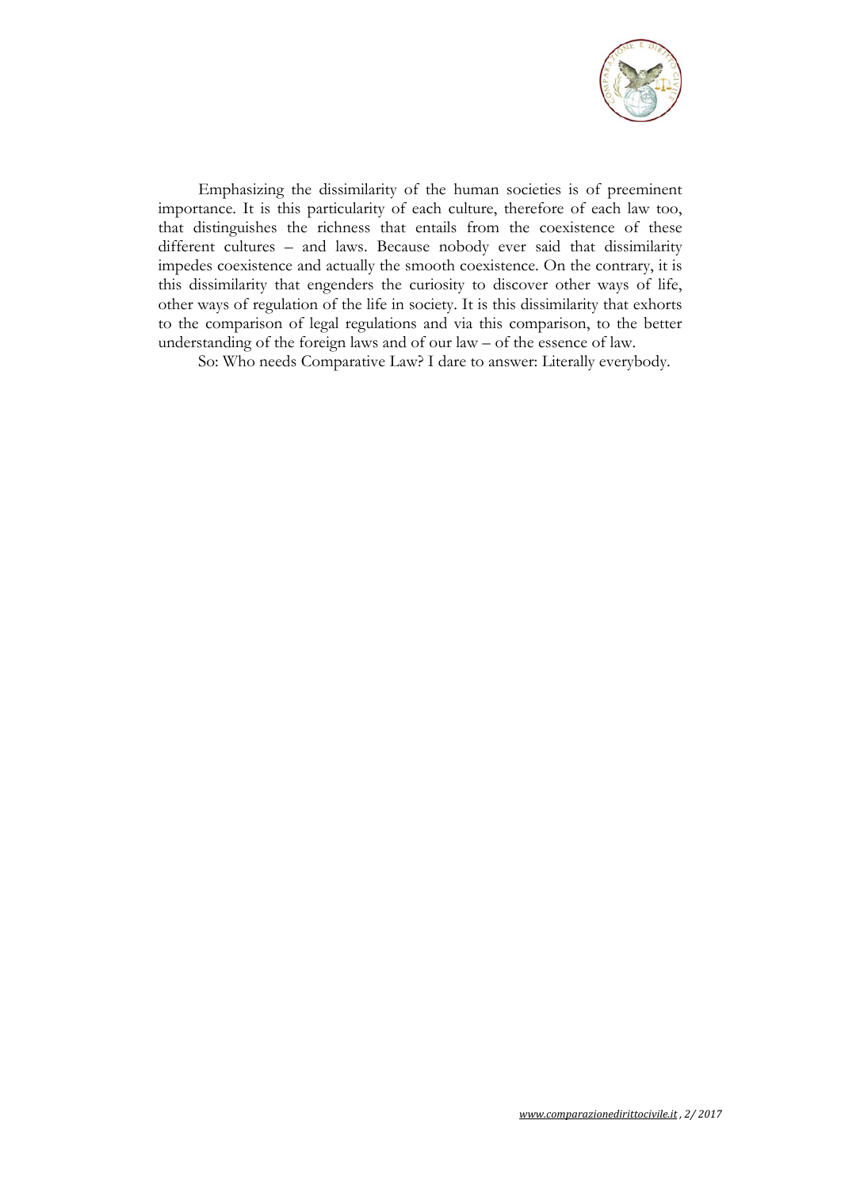Emphasizing the dissimilarity of the human societies is of preeminent importance. It is this particularity of each culture, therefore of each law too, that distinguishes the richness that entails from the coexistence of these different cultures – and laws. Because nobody ever said that dissimilarity impedes coexistence and actually the smooth coexistence. On the contrary, it is this dissimilarity that engenders the curiosity to discover other ways of life, other ways of regulation of the life in society. It is this dissimilarity that exhorts to the comparison of legal regulations and via this comparison, to the better understanding of the foreign laws and of our law – of the essence of law.

So: Who needs Comparative Law? I dare to answer: Literally everybody.